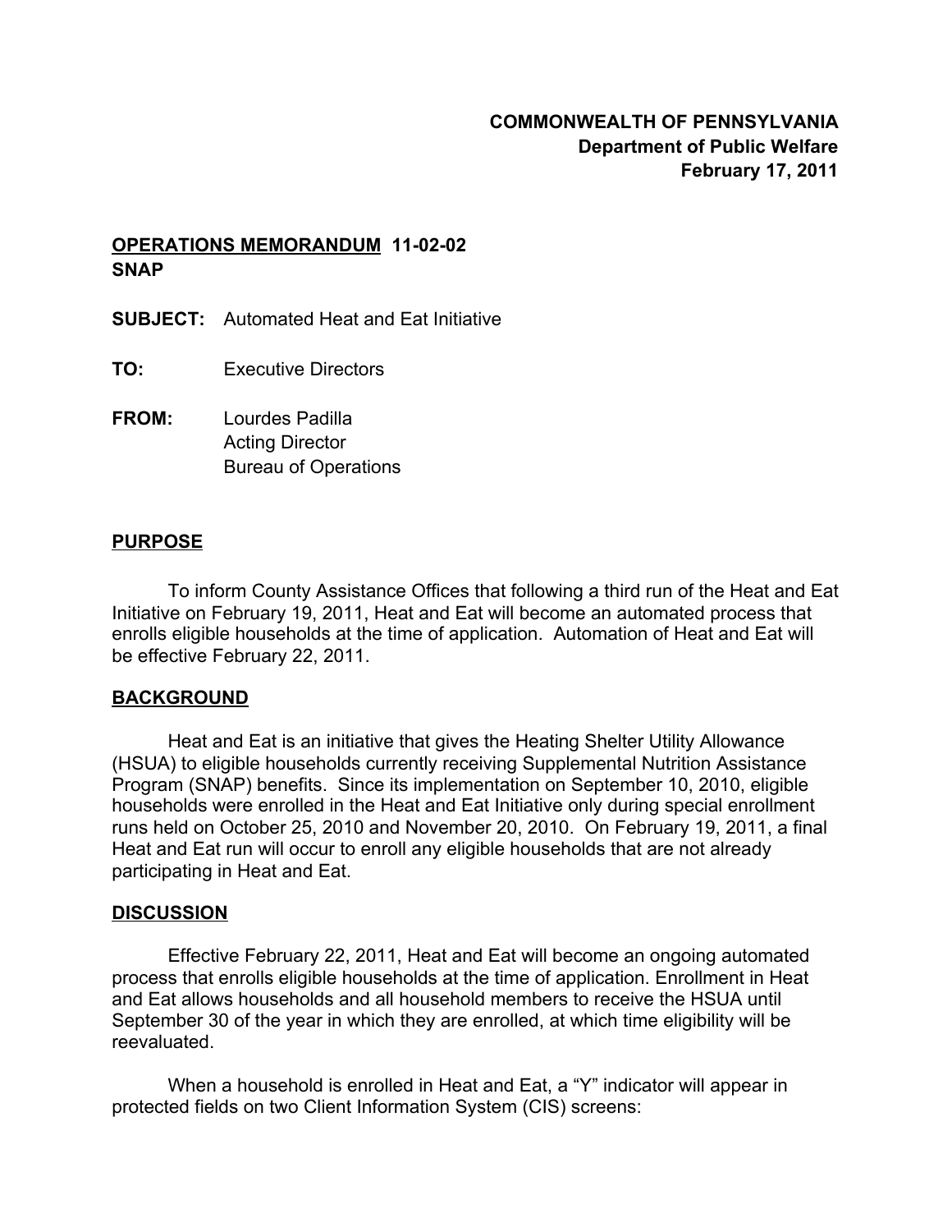**COMMONWEALTH OF PENNSYLVANIA**
**Department of Public Welfare**
**February 17, 2011**

**OPERATIONS MEMORANDUM 11-02-02**
**SNAP**

**SUBJECT:** Automated Heat and Eat Initiative

**TO:** Executive Directors

**FROM:** Lourdes Padilla
Acting Director
Bureau of Operations

## PURPOSE

To inform County Assistance Offices that following a third run of the Heat and Eat Initiative on February 19, 2011, Heat and Eat will become an automated process that enrolls eligible households at the time of application. Automation of Heat and Eat will be effective February 22, 2011.

## BACKGROUND

Heat and Eat is an initiative that gives the Heating Shelter Utility Allowance (HSUA) to eligible households currently receiving Supplemental Nutrition Assistance Program (SNAP) benefits. Since its implementation on September 10, 2010, eligible households were enrolled in the Heat and Eat Initiative only during special enrollment runs held on October 25, 2010 and November 20, 2010. On February 19, 2011, a final Heat and Eat run will occur to enroll any eligible households that are not already participating in Heat and Eat.

## DISCUSSION

Effective February 22, 2011, Heat and Eat will become an ongoing automated process that enrolls eligible households at the time of application. Enrollment in Heat and Eat allows households and all household members to receive the HSUA until September 30 of the year in which they are enrolled, at which time eligibility will be reevaluated.

When a household is enrolled in Heat and Eat, a "Y" indicator will appear in protected fields on two Client Information System (CIS) screens: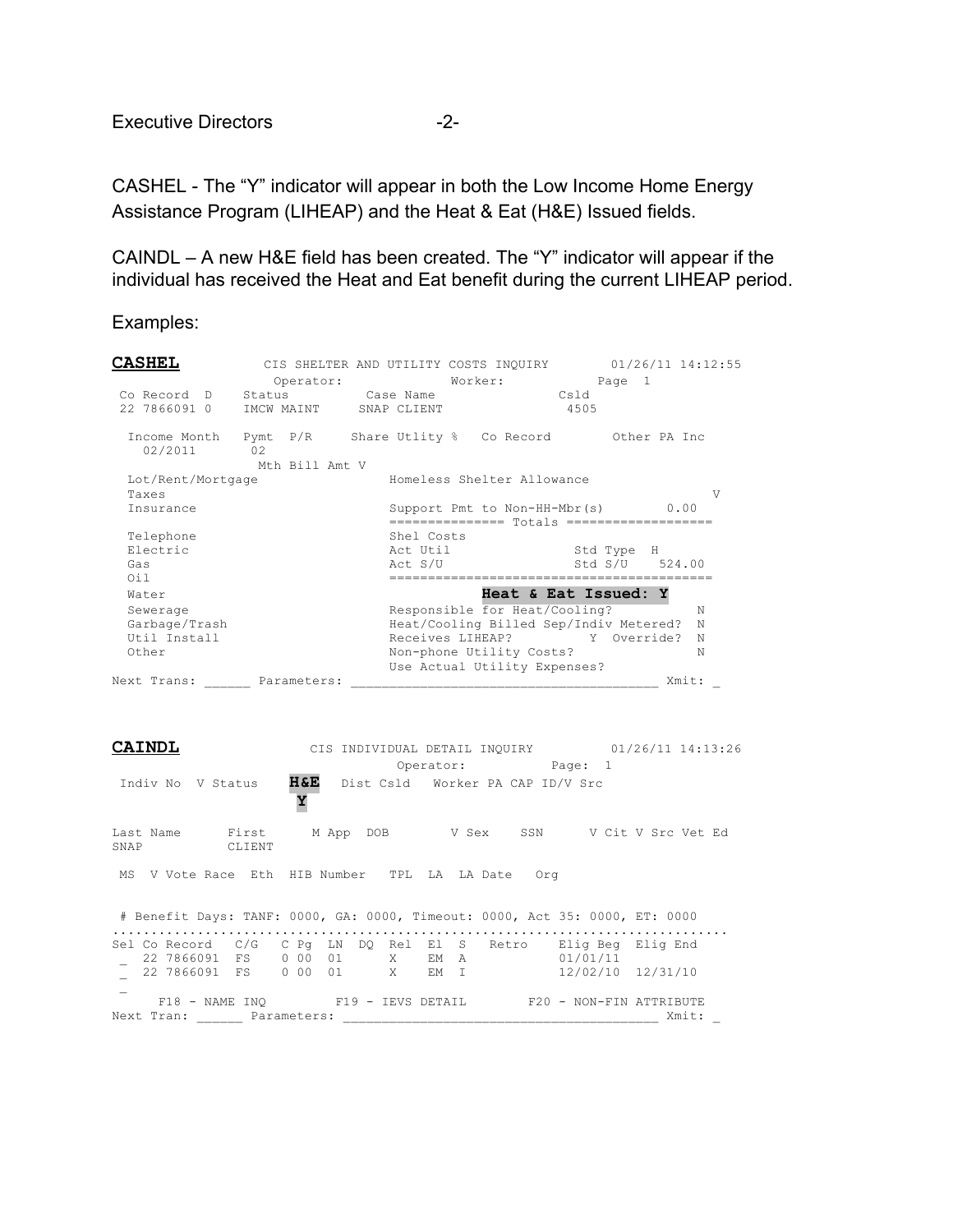CASHEL - The “Y” indicator will appear in both the Low Income Home Energy Assistance Program (LIHEAP) and the Heat & Eat (H&E) Issued fields.

CAINDL – A new H&E field has been created. The “Y” indicator will appear if the individual has received the Heat and Eat benefit during the current LIHEAP period.

Examples:

**CASHEL**

```
              CIS SHELTER AND UTILITY COSTS INQUIRY        01/26/11 14:12:55
                Operator:            Worker:            Page  1
 Co Record  D    Status          Case Name               Csld
 22 7866091 0    IMCW MAINT     SNAP CLIENT               4505

  Income Month   Pymt  P/R     Share Utlity %   Co Record        Other PA Inc
    02/2011       02
                 Mth Bill Amt V
  Lot/Rent/Mortgage                 Homeless Shelter Allowance
  Taxes                                                                     V
  Insurance                         Support Pmt to Non-HH-Mbr(s)        0.00
                                    =============== Totals ===================
  Telephone                         Shel Costs
  Electric                          Act Util               Std Type  H
  Gas                               Act S/U                Std S/U    524.00
  Oil                               ==========================================
  Water                                     Heat & Eat Issued: Y
  Sewerage                          Responsible for Heat/Cooling?           N
  Garbage/Trash                     Heat/Cooling Billed Sep/Indiv Metered?  N
  Util Install                      Receives LIHEAP?        Y  Override?  N
  Other                             Non-phone Utility Costs?                N
                                    Use Actual Utility Expenses?
Next Trans: ______ Parameters: _____________________________________ Xmit: _
```

**CAINDL**

```
                     CIS INDIVIDUAL DETAIL INQUIRY         01/26/11 14:13:26
                                 Operator:           Page:  1
 Indiv No  V Status    H&E   Dist Csld   Worker PA CAP ID/V Src
                        Y

Last Name      First     M App  DOB        V Sex    SSN      V Cit V Src Vet Ed
SNAP           CLIENT

 MS  V Vote Race  Eth  HIB Number   TPL  LA  LA Date   Org


 # Benefit Days: TANF: 0000, GA: 0000, Timeout: 0000, Act 35: 0000, ET: 0000
.............................................................................
Sel Co Record   C/G   C Pg  LN  DQ  Rel  El  S   Retro    Elig Beg  Elig End
 _  22 7866091  FS    0 00  01      X    EM  A            01/01/11
 _  22 7866091  FS    0 00  01      X    EM  I            12/02/10  12/31/10
 _
     F18 - NAME INQ         F19 - IEVS DETAIL        F20 - NON-FIN ATTRIBUTE
Next Tran: ______ Parameters: ______________________________________ Xmit: _
```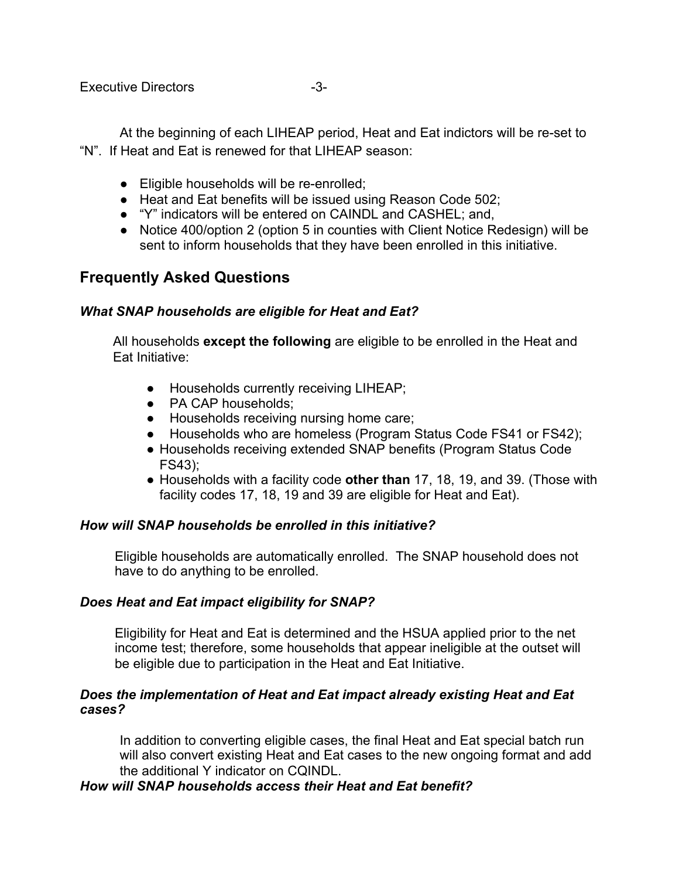At the beginning of each LIHEAP period, Heat and Eat indictors will be re-set to "N". If Heat and Eat is renewed for that LIHEAP season:

- Eligible households will be re-enrolled;
- Heat and Eat benefits will be issued using Reason Code 502;
- "Y" indicators will be entered on CAINDL and CASHEL; and,
- Notice 400/option 2 (option 5 in counties with Client Notice Redesign) will be sent to inform households that they have been enrolled in this initiative.

## Frequently Asked Questions

### *What SNAP households are eligible for Heat and Eat?*

All households **except the following** are eligible to be enrolled in the Heat and Eat Initiative:

- Households currently receiving LIHEAP;
- PA CAP households;
- Households receiving nursing home care;
- Households who are homeless (Program Status Code FS41 or FS42);
- Households receiving extended SNAP benefits (Program Status Code FS43);
- Households with a facility code **other than** 17, 18, 19, and 39. (Those with facility codes 17, 18, 19 and 39 are eligible for Heat and Eat).

### *How will SNAP households be enrolled in this initiative?*

Eligible households are automatically enrolled. The SNAP household does not have to do anything to be enrolled.

### *Does Heat and Eat impact eligibility for SNAP?*

Eligibility for Heat and Eat is determined and the HSUA applied prior to the net income test; therefore, some households that appear ineligible at the outset will be eligible due to participation in the Heat and Eat Initiative.

### *Does the implementation of Heat and Eat impact already existing Heat and Eat cases?*

In addition to converting eligible cases, the final Heat and Eat special batch run will also convert existing Heat and Eat cases to the new ongoing format and add the additional Y indicator on CQINDL.

### *How will SNAP households access their Heat and Eat benefit?*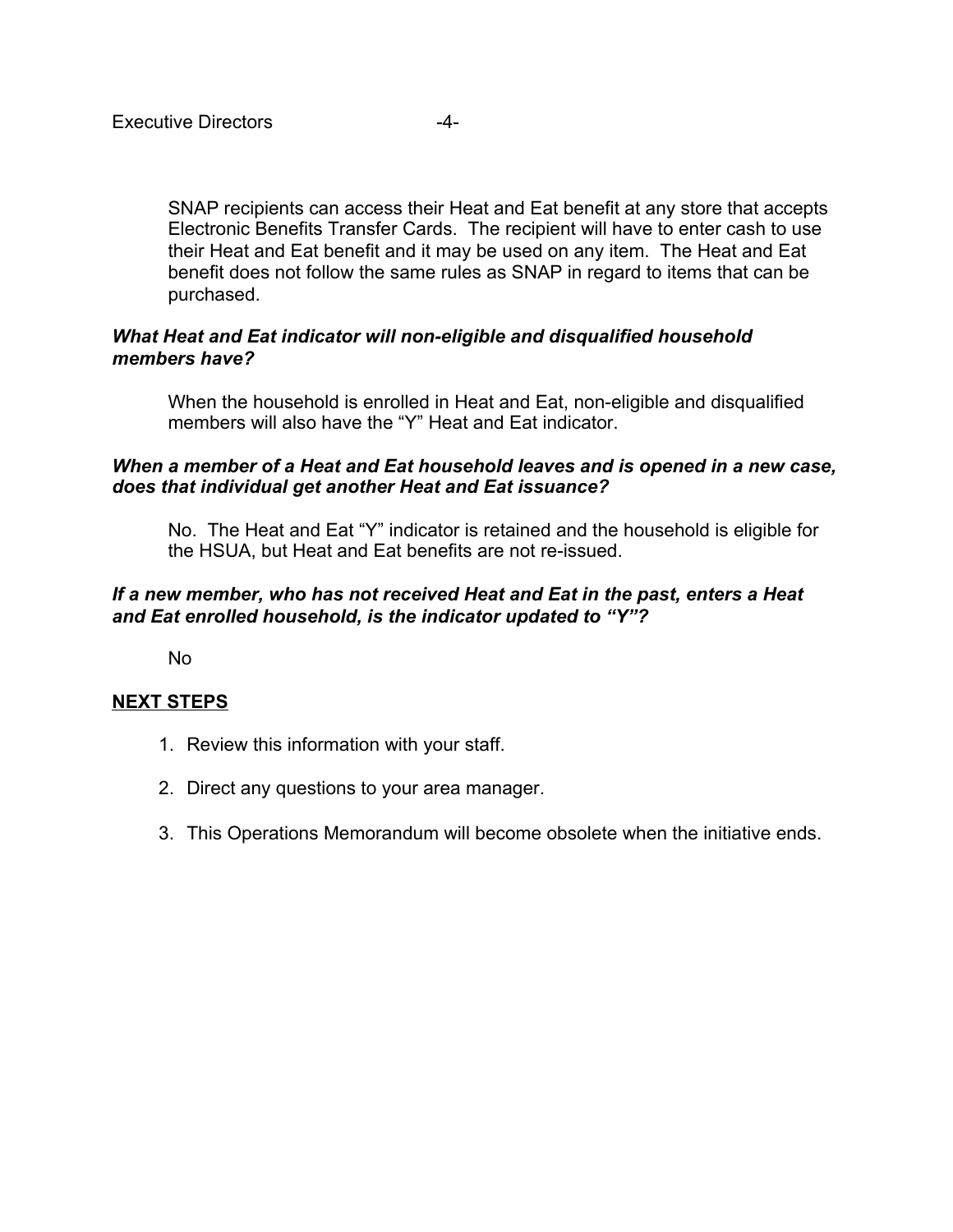SNAP recipients can access their Heat and Eat benefit at any store that accepts Electronic Benefits Transfer Cards. The recipient will have to enter cash to use their Heat and Eat benefit and it may be used on any item. The Heat and Eat benefit does not follow the same rules as SNAP in regard to items that can be purchased.

***What Heat and Eat indicator will non-eligible and disqualified household members have?***

When the household is enrolled in Heat and Eat, non-eligible and disqualified members will also have the "Y" Heat and Eat indicator.

***When a member of a Heat and Eat household leaves and is opened in a new case, does that individual get another Heat and Eat issuance?***

No. The Heat and Eat "Y" indicator is retained and the household is eligible for the HSUA, but Heat and Eat benefits are not re-issued.

***If a new member, who has not received Heat and Eat in the past, enters a Heat and Eat enrolled household, is the indicator updated to "Y"?***

No

**NEXT STEPS**

1. Review this information with your staff.

2. Direct any questions to your area manager.

3. This Operations Memorandum will become obsolete when the initiative ends.